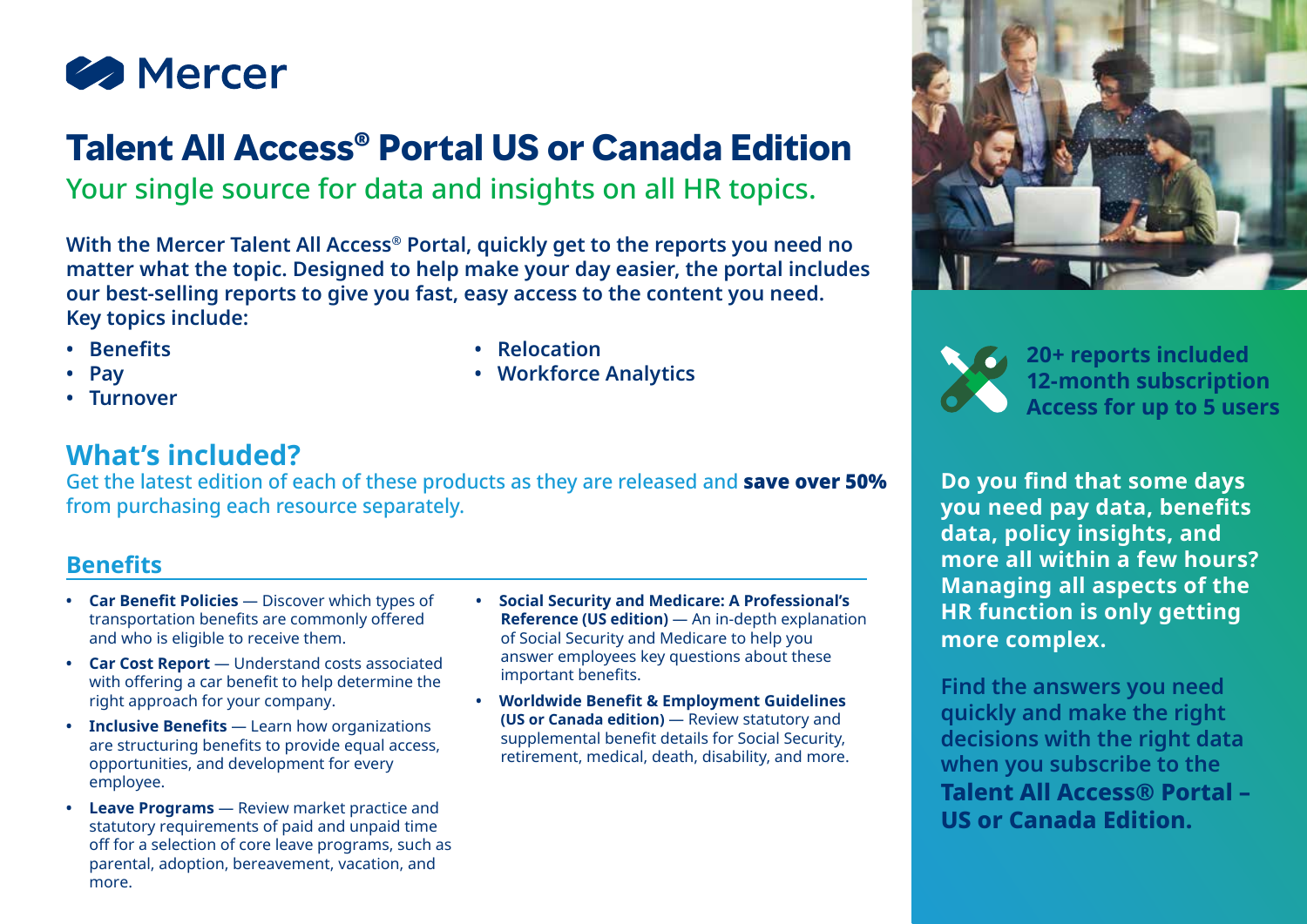Mercer

# Talent All Access® Portal US or Canada Edition

## Your single source for data and insights on all HR topics.

**With the Mercer Talent All Access® Portal, quickly get to the reports you need no matter what the topic. Designed to help make your day easier, the portal includes our best-selling reports to give you fast, easy access to the content you need. Key topics include:**

- **Benefits**
- **Pay**
- **Turnover**
- **Relocation**
- **Workforce Analytics**

## What's included?

Get the latest edition of each of these products as they are released and **save over 50%** from purchasing each resource separately.

### Benefits

- **Car Benefit Policies** — Discover which types of transportation benefits are commonly offered and who is eligible to receive them.
- **Car Cost Report** — Understand costs associated with offering a car benefit to help determine the right approach for your company.
- **Inclusive Benefits** — Learn how organizations are structuring benefits to provide equal access, opportunities, and development for every employee.
- **Leave Programs** — Review market practice and statutory requirements of paid and unpaid time off for a selection of core leave programs, such as parental, adoption, bereavement, vacation, and more.
- **Social Security and Medicare: A Professional's Reference (US edition)** — An in-depth explanation of Social Security and Medicare to help you answer employees key questions about these important benefits.
- **Worldwide Benefit & Employment Guidelines (US or Canada edition)** — Review statutory and supplemental benefit details for Social Security, retirement, medical, death, disability, and more.

**20+ reports included**
**12-month subscription**
**Access for up to 5 users**

**Do you find that some days you need pay data, benefits data, policy insights, and more all within a few hours? Managing all aspects of the HR function is only getting more complex.**

**Find the answers you need quickly and make the right decisions with the right data when you subscribe to the Talent All Access® Portal – US or Canada Edition.**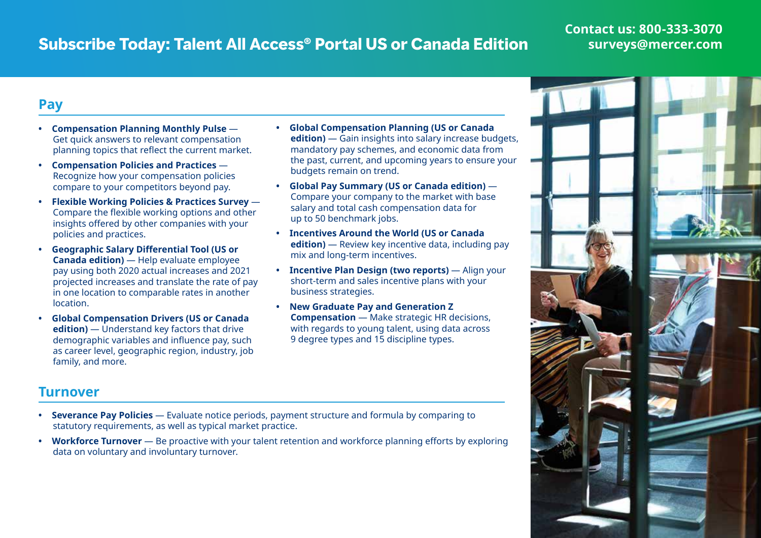# Subscribe Today: Talent All Access® Portal US or Canada Edition

**Contact us: 800-333-3070**
**surveys@mercer.com**

## Pay

- **Compensation Planning Monthly Pulse** — Get quick answers to relevant compensation planning topics that reflect the current market.
- **Compensation Policies and Practices** — Recognize how your compensation policies compare to your competitors beyond pay.
- **Flexible Working Policies & Practices Survey** — Compare the flexible working options and other insights offered by other companies with your policies and practices.
- **Geographic Salary Differential Tool (US or Canada edition)** — Help evaluate employee pay using both 2020 actual increases and 2021 projected increases and translate the rate of pay in one location to comparable rates in another location.
- **Global Compensation Drivers (US or Canada edition)** — Understand key factors that drive demographic variables and influence pay, such as career level, geographic region, industry, job family, and more.
- **Global Compensation Planning (US or Canada edition)** — Gain insights into salary increase budgets, mandatory pay schemes, and economic data from the past, current, and upcoming years to ensure your budgets remain on trend.
- **Global Pay Summary (US or Canada edition)** — Compare your company to the market with base salary and total cash compensation data for up to 50 benchmark jobs.
- **Incentives Around the World (US or Canada edition)** — Review key incentive data, including pay mix and long-term incentives.
- **Incentive Plan Design (two reports)** — Align your short-term and sales incentive plans with your business strategies.
- **New Graduate Pay and Generation Z Compensation** — Make strategic HR decisions, with regards to young talent, using data across 9 degree types and 15 discipline types.

## Turnover

- **Severance Pay Policies** — Evaluate notice periods, payment structure and formula by comparing to statutory requirements, as well as typical market practice.
- **Workforce Turnover** — Be proactive with your talent retention and workforce planning efforts by exploring data on voluntary and involuntary turnover.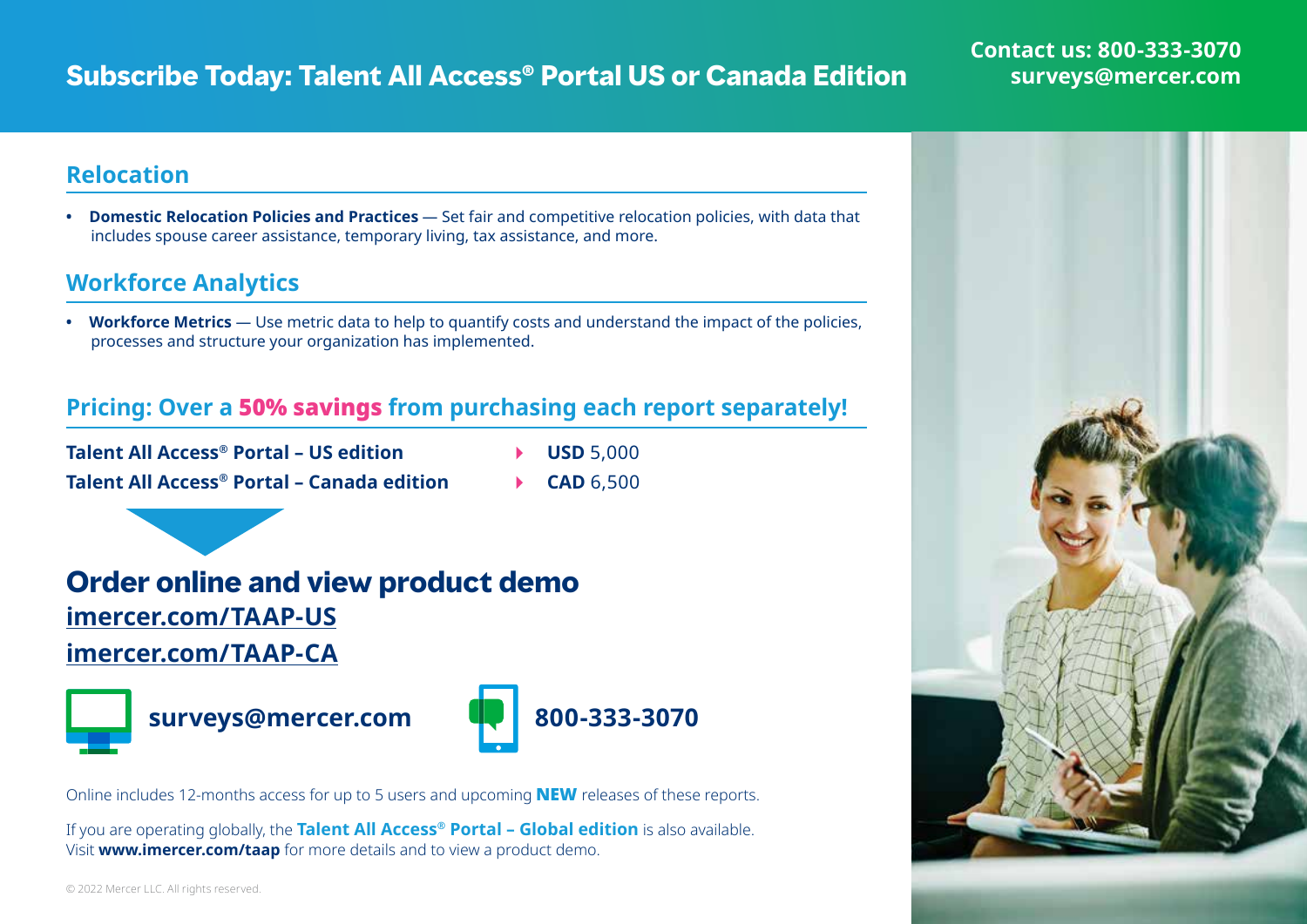# Subscribe Today: Talent All Access® Portal US or Canada Edition

**Contact us: 800-333-3070**
**surveys@mercer.com**

## Relocation

- **Domestic Relocation Policies and Practices** — Set fair and competitive relocation policies, with data that includes spouse career assistance, temporary living, tax assistance, and more.

## Workforce Analytics

- **Workforce Metrics** — Use metric data to help to quantify costs and understand the impact of the policies, processes and structure your organization has implemented.

## Pricing: Over a 50% savings from purchasing each report separately!

| | |
|---|---|
| **Talent All Access® Portal – US edition** | **USD** 5,000 |
| **Talent All Access® Portal – Canada edition** | **CAD** 6,500 |

## Order online and view product demo

**imercer.com/TAAP-US**

**imercer.com/TAAP-CA**

**surveys@mercer.com**

**800-333-3070**

Online includes 12-months access for up to 5 users and upcoming **NEW** releases of these reports.

If you are operating globally, the **Talent All Access® Portal – Global edition** is also available. Visit **www.imercer.com/taap** for more details and to view a product demo.

© 2022 Mercer LLC. All rights reserved.